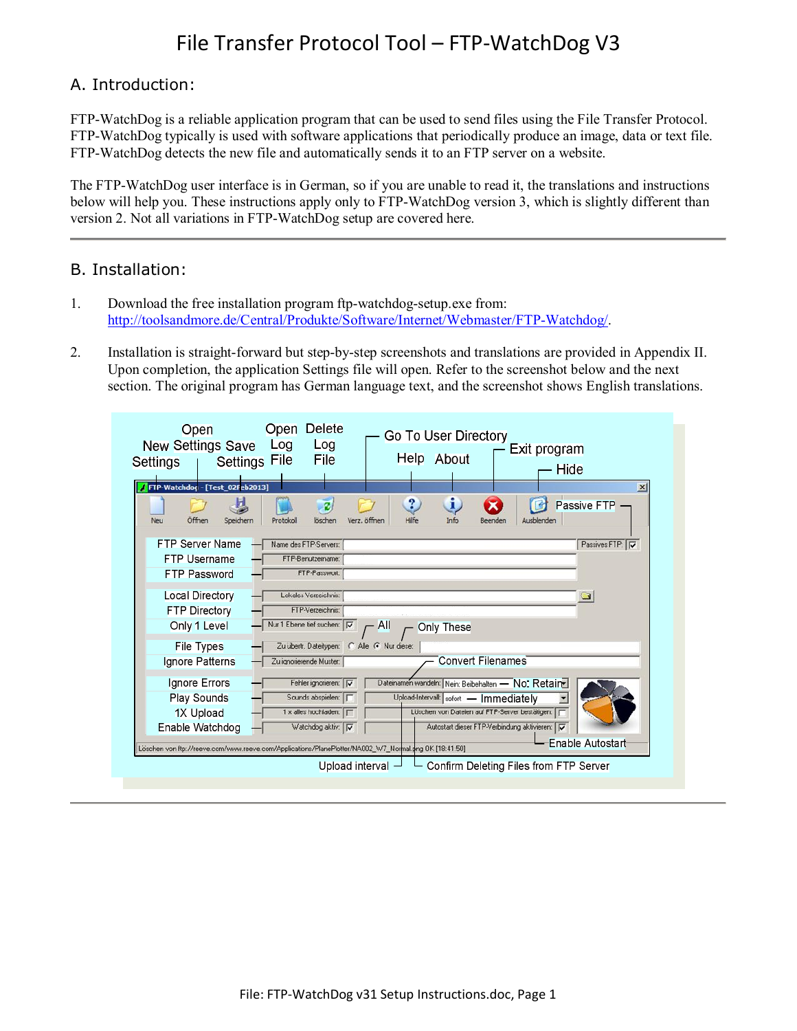# File Transfer Protocol Tool – FTP-WatchDog V3

## A. Introduction:

FTP-WatchDog is a reliable application program that can be used to send files using the File Transfer Protocol. FTP-WatchDog typically is used with software applications that periodically produce an image, data or text file. FTP-WatchDog detects the new file and automatically sends it to an FTP server on a website.

The FTP-WatchDog user interface is in German, so if you are unable to read it, the translations and instructions below will help you. These instructions apply only to FTP-WatchDog version 3, which is slightly different than version 2. Not all variations in FTP-WatchDog setup are covered here.

## B. Installation:

1. Download the free installation program ftp-watchdog-setup.exe from: http://toolsandmore.de/Central/Produkte/Software/Internet/Webmaster/FTP-Watchdog/.

2. Installation is straight-forward but step-by-step screenshots and translations are provided in Appendix II. Upon completion, the application Settings file will open. Refer to the screenshot below and the next section. The original program has German language text, and the screenshot shows English translations.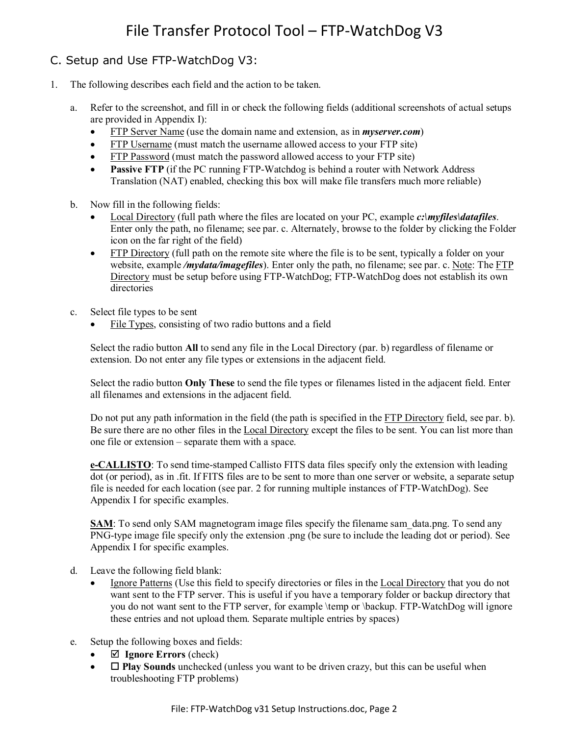# File Transfer Protocol Tool – FTP-WatchDog V3

## C. Setup and Use FTP-WatchDog V3:

1. The following describes each field and the action to be taken.

   a. Refer to the screenshot, and fill in or check the following fields (additional screenshots of actual setups are provided in Appendix I):
      - FTP Server Name (use the domain name and extension, as in ***myserver.com***)
      - FTP Username (must match the username allowed access to your FTP site)
      - FTP Password (must match the password allowed access to your FTP site)
      - **Passive FTP** (if the PC running FTP-Watchdog is behind a router with Network Address Translation (NAT) enabled, checking this box will make file transfers much more reliable)

   b. Now fill in the following fields:
      - Local Directory (full path where the files are located on your PC, example ***c:\myfiles\datafiles***. Enter only the path, no filename; see par. c. Alternately, browse to the folder by clicking the Folder icon on the far right of the field)
      - FTP Directory (full path on the remote site where the file is to be sent, typically a folder on your website, example ***/mydata/imagefiles***). Enter only the path, no filename; see par. c. Note: The FTP Directory must be setup before using FTP-WatchDog; FTP-WatchDog does not establish its own directories

   c. Select file types to be sent
      - File Types, consisting of two radio buttons and a field

      Select the radio button **All** to send any file in the Local Directory (par. b) regardless of filename or extension. Do not enter any file types or extensions in the adjacent field.

      Select the radio button **Only These** to send the file types or filenames listed in the adjacent field. Enter all filenames and extensions in the adjacent field.

      Do not put any path information in the field (the path is specified in the FTP Directory field, see par. b). Be sure there are no other files in the Local Directory except the files to be sent. You can list more than one file or extension – separate them with a space.

      **e-CALLISTO**: To send time-stamped Callisto FITS data files specify only the extension with leading dot (or period), as in .fit. If FITS files are to be sent to more than one server or website, a separate setup file is needed for each location (see par. 2 for running multiple instances of FTP-WatchDog). See Appendix I for specific examples.

      **SAM**: To send only SAM magnetogram image files specify the filename sam_data.png. To send any PNG-type image file specify only the extension .png (be sure to include the leading dot or period). See Appendix I for specific examples.

   d. Leave the following field blank:
      - Ignore Patterns (Use this field to specify directories or files in the Local Directory that you do not want sent to the FTP server. This is useful if you have a temporary folder or backup directory that you do not want sent to the FTP server, for example \temp or \backup. FTP-WatchDog will ignore these entries and not upload them. Separate multiple entries by spaces)

   e. Setup the following boxes and fields:
      - ☑ **Ignore Errors** (check)
      - ☐ **Play Sounds** unchecked (unless you want to be driven crazy, but this can be useful when troubleshooting FTP problems)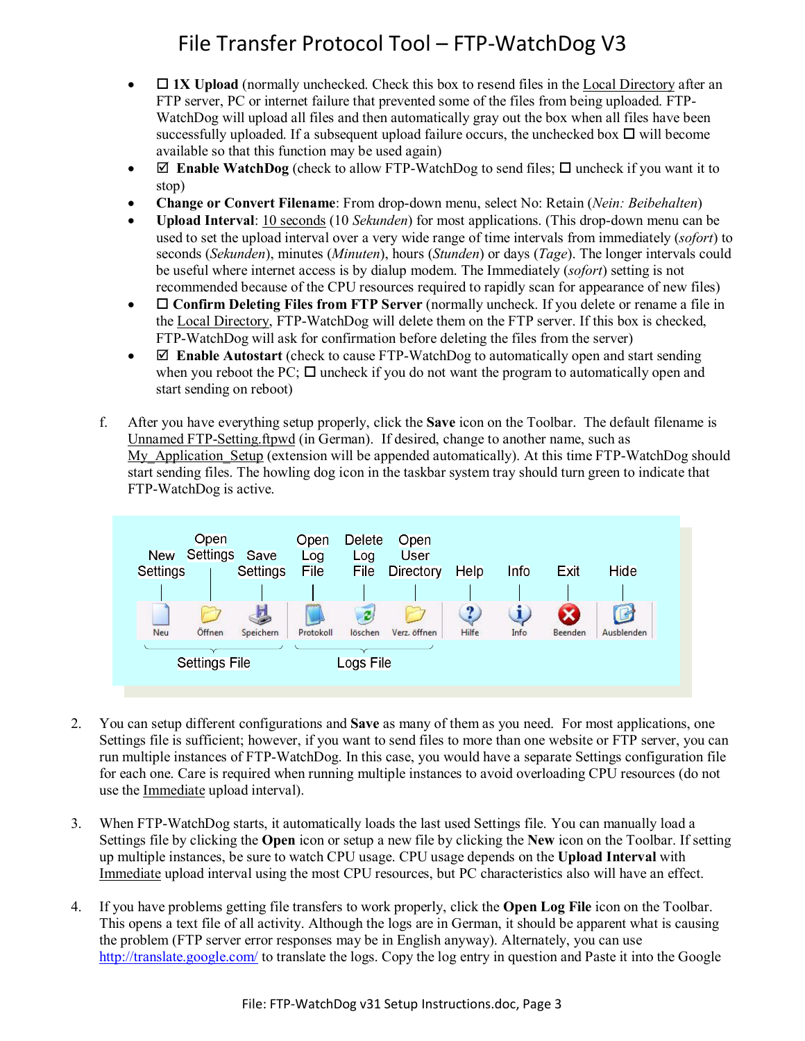- ☐ **1X Upload** (normally unchecked. Check this box to resend files in the Local Directory after an FTP server, PC or internet failure that prevented some of the files from being uploaded. FTP-WatchDog will upload all files and then automatically gray out the box when all files have been successfully uploaded. If a subsequent upload failure occurs, the unchecked box ☐ will become available so that this function may be used again)
- ☑ **Enable WatchDog** (check to allow FTP-WatchDog to send files; ☐ uncheck if you want it to stop)
- **Change or Convert Filename**: From drop-down menu, select No: Retain (*Nein: Beibehalten*)
- **Upload Interval**: 10 seconds (10 *Sekunden*) for most applications. (This drop-down menu can be used to set the upload interval over a very wide range of time intervals from immediately (*sofort*) to seconds (*Sekunden*), minutes (*Minuten*), hours (*Stunden*) or days (*Tage*). The longer intervals could be useful where internet access is by dialup modem. The Immediately (*sofort*) setting is not recommended because of the CPU resources required to rapidly scan for appearance of new files)
- ☐ **Confirm Deleting Files from FTP Server** (normally uncheck. If you delete or rename a file in the Local Directory, FTP-WatchDog will delete them on the FTP server. If this box is checked, FTP-WatchDog will ask for confirmation before deleting the files from the server)
- ☑ **Enable Autostart** (check to cause FTP-WatchDog to automatically open and start sending when you reboot the PC; ☐ uncheck if you do not want the program to automatically open and start sending on reboot)

f. After you have everything setup properly, click the **Save** icon on the Toolbar. The default filename is Unnamed FTP-Setting.ftpwd (in German). If desired, change to another name, such as My_Application_Setup (extension will be appended automatically). At this time FTP-WatchDog should start sending files. The howling dog icon in the taskbar system tray should turn green to indicate that FTP-WatchDog is active.

| New Settings | Open Settings | Save Settings | Open Log File | Delete Log File | Open User Directory | Help | Info | Exit | Hide |
|---|---|---|---|---|---|---|---|---|---|
| Neu | Öffnen | Speichern | Protokoll | löschen | Verz. öffnen | Hilfe | Info | Beenden | Ausblenden |
| Settings File | | | Logs File | | | | | | |

2. You can setup different configurations and **Save** as many of them as you need. For most applications, one Settings file is sufficient; however, if you want to send files to more than one website or FTP server, you can run multiple instances of FTP-WatchDog. In this case, you would have a separate Settings configuration file for each one. Care is required when running multiple instances to avoid overloading CPU resources (do not use the Immediate upload interval).

3. When FTP-WatchDog starts, it automatically loads the last used Settings file. You can manually load a Settings file by clicking the **Open** icon or setup a new file by clicking the **New** icon on the Toolbar. If setting up multiple instances, be sure to watch CPU usage. CPU usage depends on the **Upload Interval** with Immediate upload interval using the most CPU resources, but PC characteristics also will have an effect.

4. If you have problems getting file transfers to work properly, click the **Open Log File** icon on the Toolbar. This opens a text file of all activity. Although the logs are in German, it should be apparent what is causing the problem (FTP server error responses may be in English anyway). Alternately, you can use http://translate.google.com/ to translate the logs. Copy the log entry in question and Paste it into the Google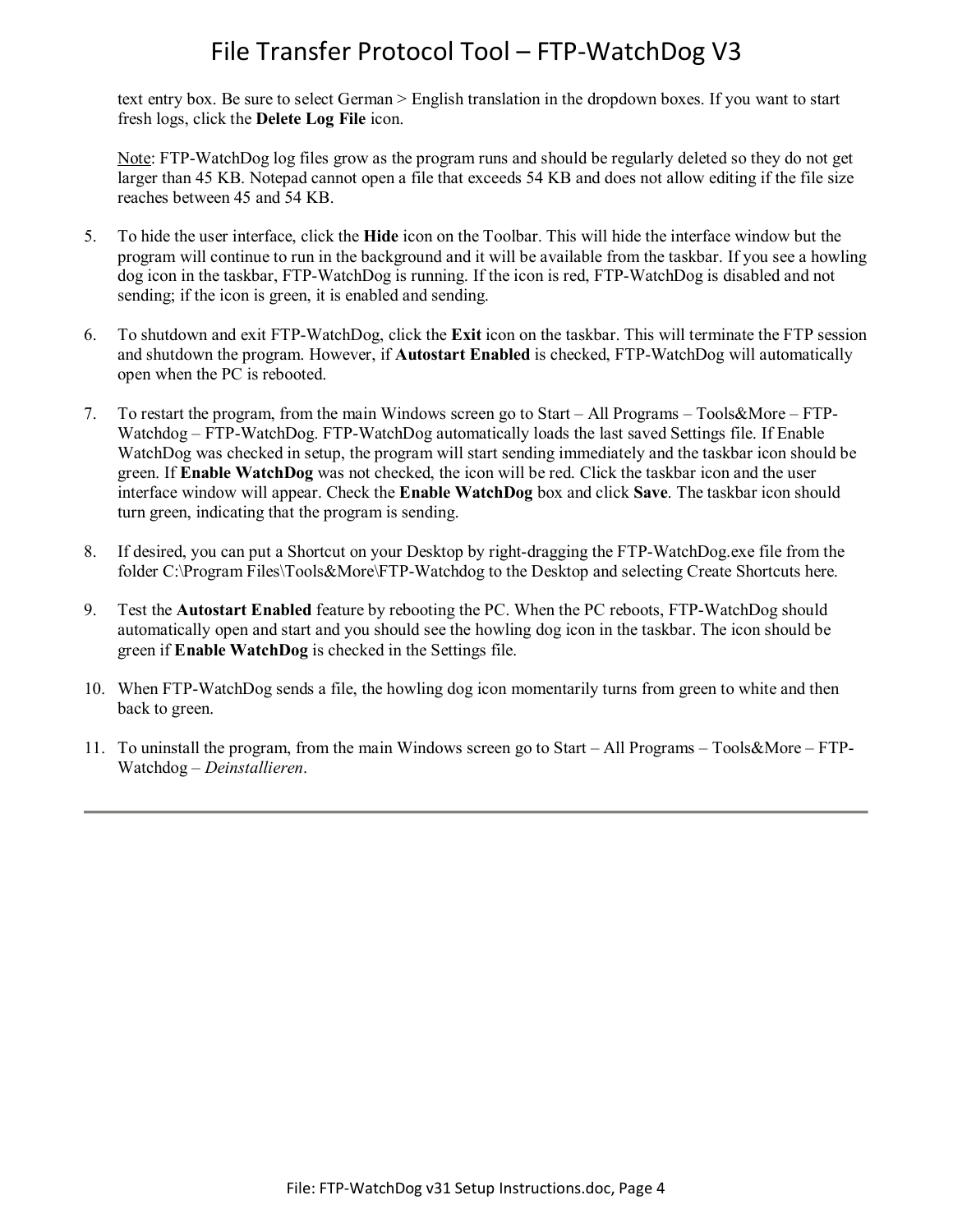text entry box. Be sure to select German > English translation in the dropdown boxes. If you want to start fresh logs, click the **Delete Log File** icon.

Note: FTP-WatchDog log files grow as the program runs and should be regularly deleted so they do not get larger than 45 KB. Notepad cannot open a file that exceeds 54 KB and does not allow editing if the file size reaches between 45 and 54 KB.

5. To hide the user interface, click the **Hide** icon on the Toolbar. This will hide the interface window but the program will continue to run in the background and it will be available from the taskbar. If you see a howling dog icon in the taskbar, FTP-WatchDog is running. If the icon is red, FTP-WatchDog is disabled and not sending; if the icon is green, it is enabled and sending.

6. To shutdown and exit FTP-WatchDog, click the **Exit** icon on the taskbar. This will terminate the FTP session and shutdown the program. However, if **Autostart Enabled** is checked, FTP-WatchDog will automatically open when the PC is rebooted.

7. To restart the program, from the main Windows screen go to Start – All Programs – Tools&More – FTP-Watchdog – FTP-WatchDog. FTP-WatchDog automatically loads the last saved Settings file. If Enable WatchDog was checked in setup, the program will start sending immediately and the taskbar icon should be green. If **Enable WatchDog** was not checked, the icon will be red. Click the taskbar icon and the user interface window will appear. Check the **Enable WatchDog** box and click **Save**. The taskbar icon should turn green, indicating that the program is sending.

8. If desired, you can put a Shortcut on your Desktop by right-dragging the FTP-WatchDog.exe file from the folder C:\Program Files\Tools&More\FTP-Watchdog to the Desktop and selecting Create Shortcuts here.

9. Test the **Autostart Enabled** feature by rebooting the PC. When the PC reboots, FTP-WatchDog should automatically open and start and you should see the howling dog icon in the taskbar. The icon should be green if **Enable WatchDog** is checked in the Settings file.

10. When FTP-WatchDog sends a file, the howling dog icon momentarily turns from green to white and then back to green.

11. To uninstall the program, from the main Windows screen go to Start – All Programs – Tools&More – FTP-Watchdog – *Deinstallieren*.

---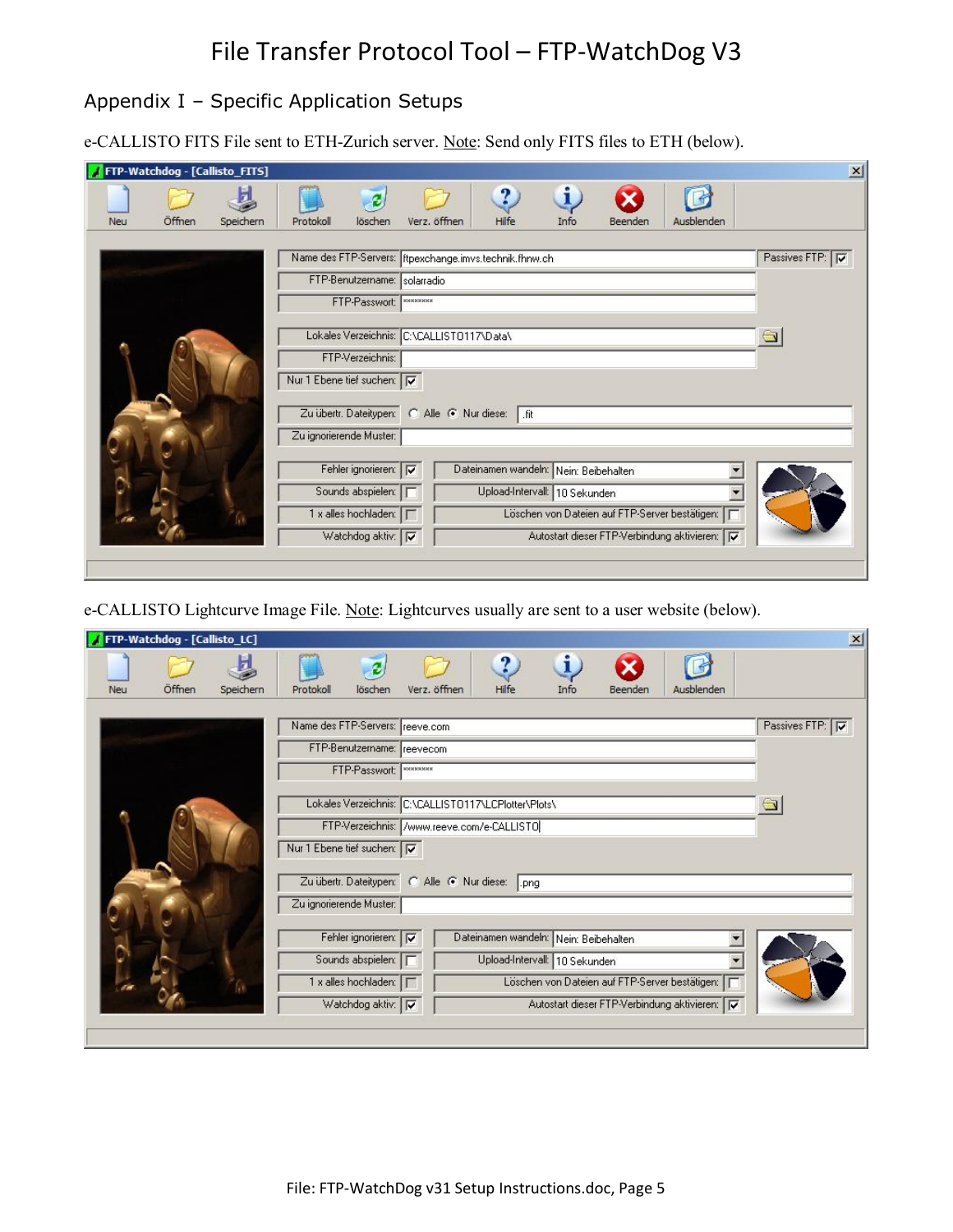# File Transfer Protocol Tool – FTP-WatchDog V3

## Appendix I – Specific Application Setups

e-CALLISTO FITS File sent to ETH-Zurich server. Note: Send only FITS files to ETH (below).

FTP-Watchdog - [Callisto_FITS]

Neu | Öffnen | Speichern | Protokoll | löschen | Verz. öffnen | Hilfe | Info | Beenden | Ausblenden

| Field | Value |
|---|---|
| Name des FTP-Servers: | ftpexchange.imvs.technik.fhnw.ch |
| Passives FTP: | ☑ |
| FTP-Benutzername: | solarradio |
| FTP-Passwort: | ******** |
| Lokales Verzeichnis: | C:\CALLISTO117\Data\ |
| FTP-Verzeichnis: | |
| Nur 1 Ebene tief suchen: | ☑ |
| Zu übertr. Dateitypen: | ○ Alle ◉ Nur diese: .fit |
| Zu ignorierende Muster: | |
| Fehler ignorieren: | ☑ |
| Sounds abspielen: | ☐ |
| 1 x alles hochladen: | ☐ |
| Watchdog aktiv: | ☑ |
| Dateinamen wandeln: | Nein: Beibehalten |
| Upload-Intervall: | 10 Sekunden |
| Löschen von Dateien auf FTP-Server bestätigen: | ☐ |
| Autostart dieser FTP-Verbindung aktivieren: | ☑ |

e-CALLISTO Lightcurve Image File. Note: Lightcurves usually are sent to a user website (below).

FTP-Watchdog - [Callisto_LC]

Neu | Öffnen | Speichern | Protokoll | löschen | Verz. öffnen | Hilfe | Info | Beenden | Ausblenden

| Field | Value |
|---|---|
| Name des FTP-Servers: | reeve.com |
| Passives FTP: | ☑ |
| FTP-Benutzername: | reevecom |
| FTP-Passwort: | ******** |
| Lokales Verzeichnis: | C:\CALLISTO117\LCPlotter\Plots\ |
| FTP-Verzeichnis: | /www.reeve.com/e-CALLISTO |
| Nur 1 Ebene tief suchen: | ☑ |
| Zu übertr. Dateitypen: | ○ Alle ◉ Nur diese: .png |
| Zu ignorierende Muster: | |
| Fehler ignorieren: | ☑ |
| Sounds abspielen: | ☐ |
| 1 x alles hochladen: | ☐ |
| Watchdog aktiv: | ☑ |
| Dateinamen wandeln: | Nein: Beibehalten |
| Upload-Intervall: | 10 Sekunden |
| Löschen von Dateien auf FTP-Server bestätigen: | ☐ |
| Autostart dieser FTP-Verbindung aktivieren: | ☑ |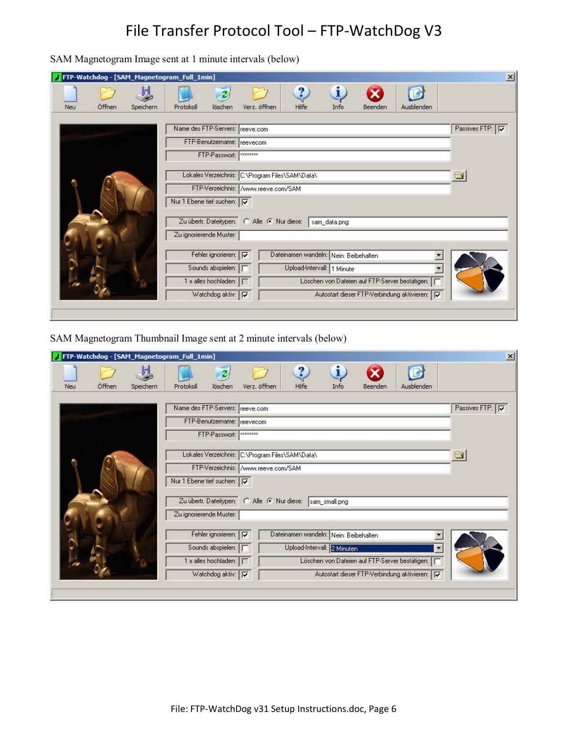# File Transfer Protocol Tool – FTP-WatchDog V3

SAM Magnetogram Image sent at 1 minute intervals (below)

FTP-Watchdog - [SAM_Magnetogram_Full_1min]

Neu | Öffnen | Speichern | Protokoll | löschen | Verz. öffnen | Hilfe | Info | Beenden | Ausblenden

| Field | Value |
|---|---|
| Name des FTP-Servers: | reeve.com |
| Passives FTP: | ☑ |
| FTP-Benutzername: | reevecom |
| FTP-Passwort: | ******** |
| Lokales Verzeichnis: | C:\Program Files\SAM\Data\ |
| FTP-Verzeichnis: | /www.reeve.com/SAM |
| Nur 1 Ebene tief suchen: | ☑ |
| Zu übertr. Dateitypen: | ○ Alle ◉ Nur diese: sam_data.png |
| Zu ignorierende Muster: | |
| Fehler ignorieren: | ☑ |
| Sounds abspielen: | ☐ |
| 1 x alles hochladen: | ☐ |
| Watchdog aktiv: | ☑ |
| Dateinamen wandeln: | Nein: Beibehalten |
| Upload-Intervall: | 1 Minute |
| Löschen von Dateien auf FTP-Server bestätigen: | ☐ |
| Autostart dieser FTP-Verbindung aktivieren: | ☑ |

SAM Magnetogram Thumbnail Image sent at 2 minute intervals (below)

FTP-Watchdog - [SAM_Magnetogram_Full_1min]

Neu | Öffnen | Speichern | Protokoll | löschen | Verz. öffnen | Hilfe | Info | Beenden | Ausblenden

| Field | Value |
|---|---|
| Name des FTP-Servers: | reeve.com |
| Passives FTP: | ☑ |
| FTP-Benutzername: | reevecom |
| FTP-Passwort: | ******** |
| Lokales Verzeichnis: | C:\Program Files\SAM\Data\ |
| FTP-Verzeichnis: | /www.reeve.com/SAM |
| Nur 1 Ebene tief suchen: | ☑ |
| Zu übertr. Dateitypen: | ○ Alle ◉ Nur diese: sam_small.png |
| Zu ignorierende Muster: | |
| Fehler ignorieren: | ☑ |
| Sounds abspielen: | ☐ |
| 1 x alles hochladen: | ☐ |
| Watchdog aktiv: | ☑ |
| Dateinamen wandeln: | Nein: Beibehalten |
| Upload-Intervall: | 2 Minuten |
| Löschen von Dateien auf FTP-Server bestätigen: | ☐ |
| Autostart dieser FTP-Verbindung aktivieren: | ☑ |

File: FTP-WatchDog v31 Setup Instructions.doc, Page 6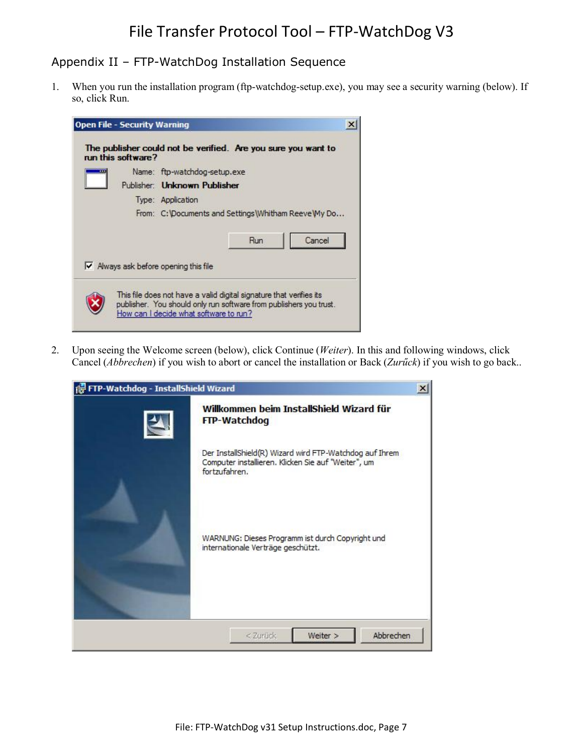## Appendix II – FTP-WatchDog Installation Sequence

1. When you run the installation program (ftp-watchdog-setup.exe), you may see a security warning (below). If so, click Run.

2. Upon seeing the Welcome screen (below), click Continue (*Weiter*). In this and following windows, click Cancel (*Abbrechen*) if you wish to abort or cancel the installation or Back (*Zurück*) if you wish to go back..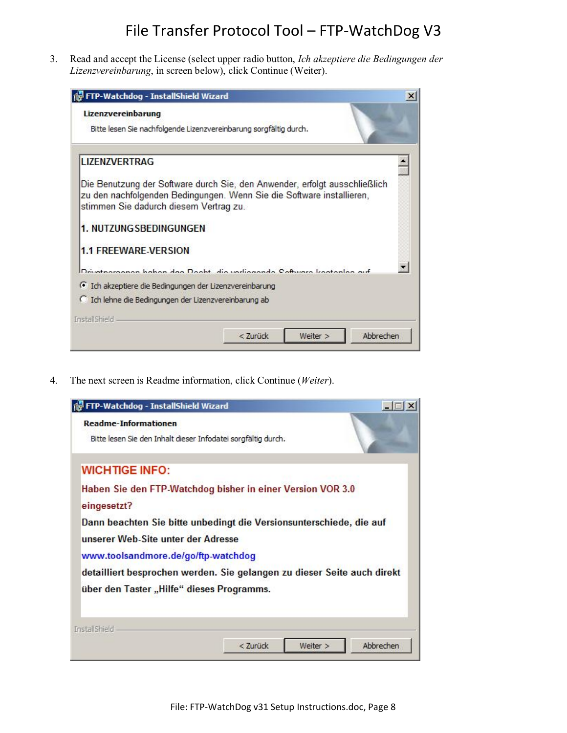3. Read and accept the License (select upper radio button, *Ich akzeptiere die Bedingungen der Lizenzvereinbarung*, in screen below), click Continue (Weiter).

4. The next screen is Readme information, click Continue (*Weiter*).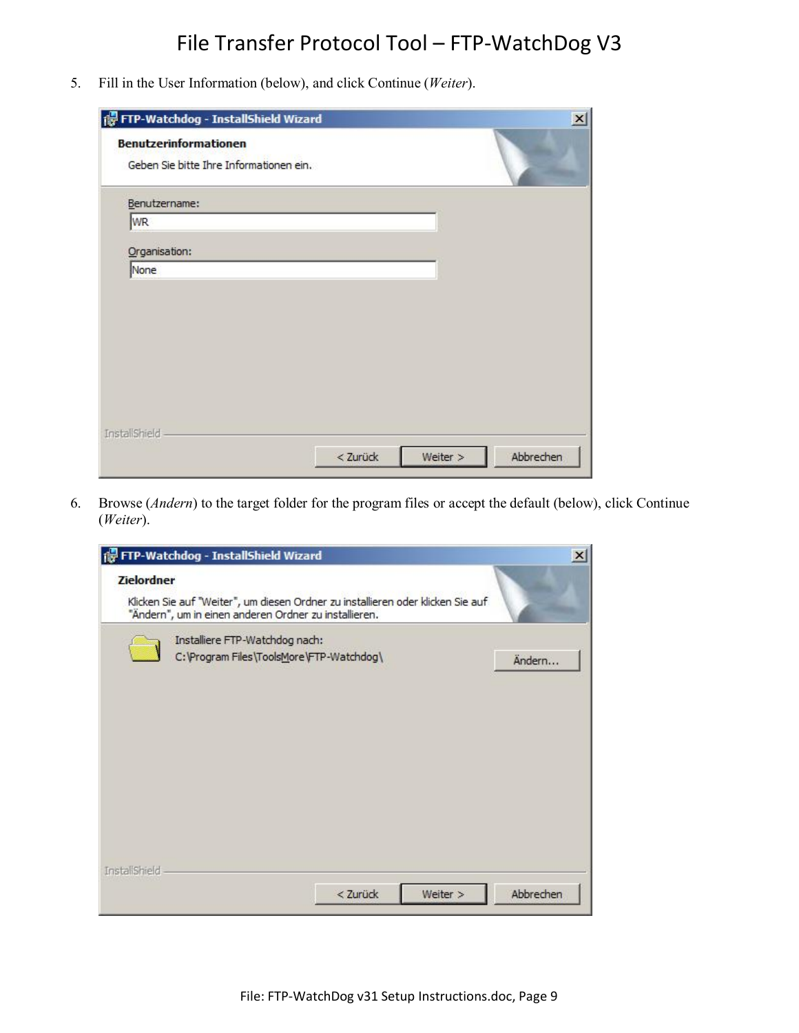5. Fill in the User Information (below), and click Continue (*Weiter*).

6. Browse (*Andern*) to the target folder for the program files or accept the default (below), click Continue (*Weiter*).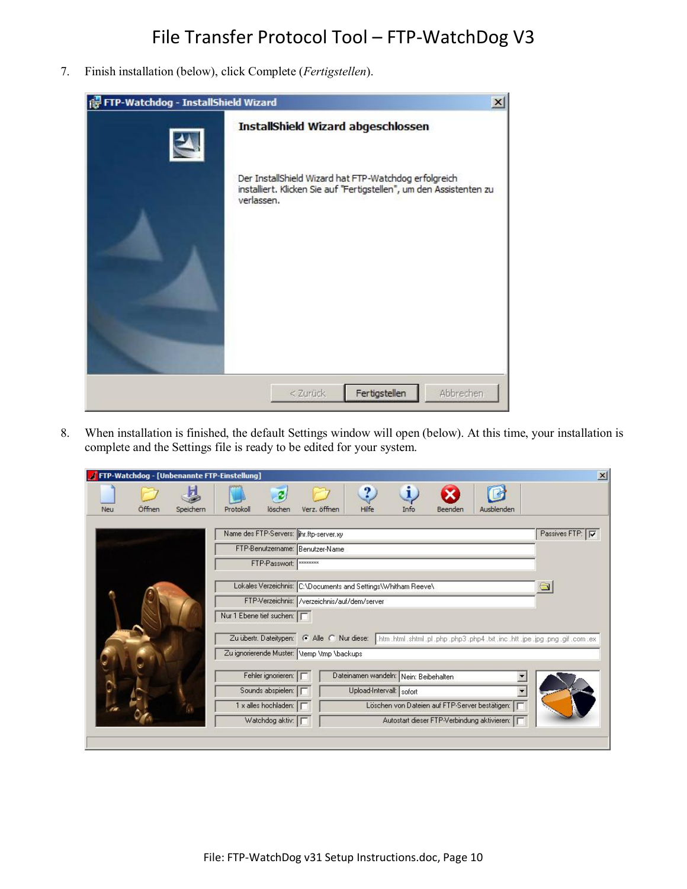7. Finish installation (below), click Complete (*Fertigstellen*).

8. When installation is finished, the default Settings window will open (below). At this time, your installation is complete and the Settings file is ready to be edited for your system.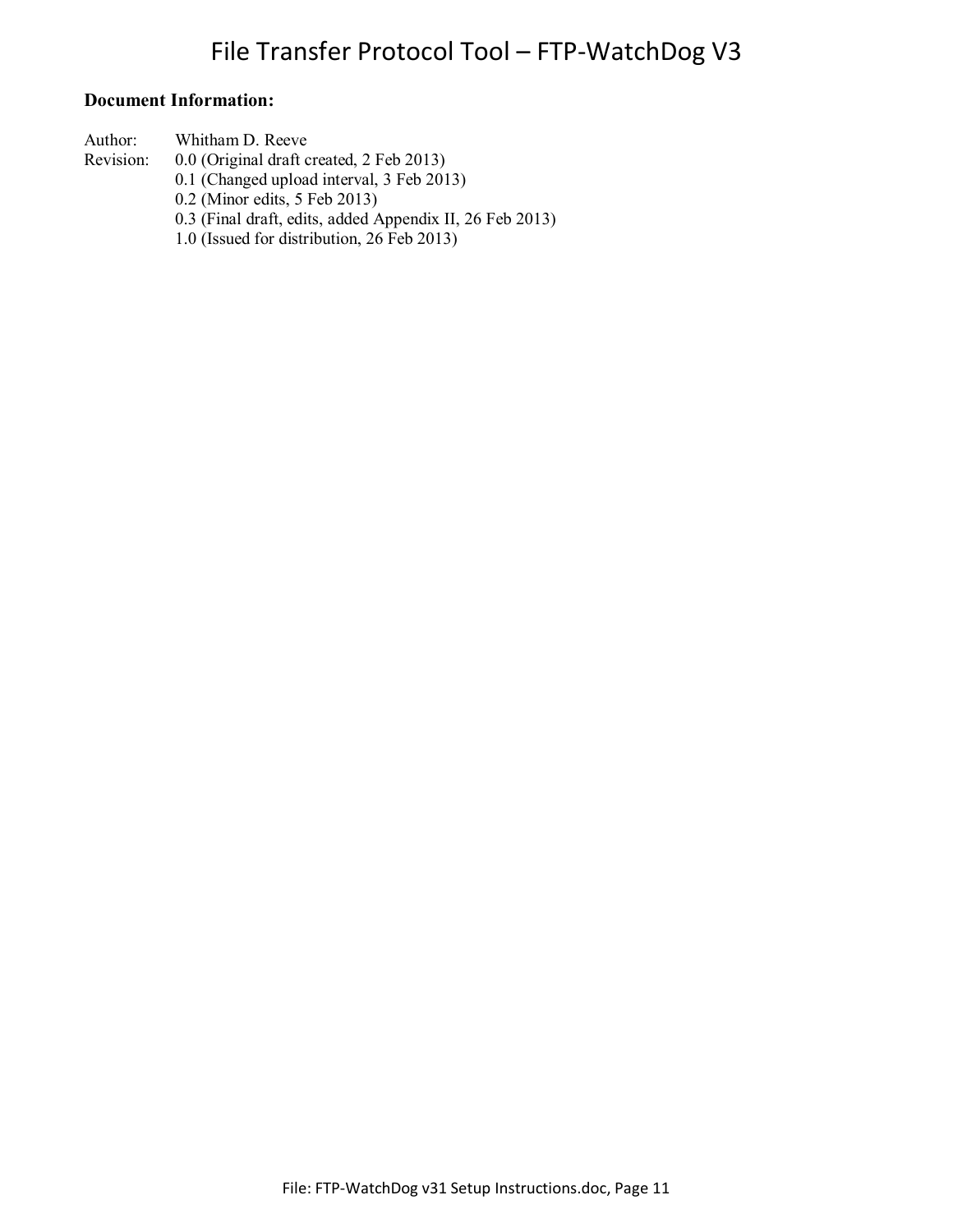**Document Information:**

Author: Whitham D. Reeve
Revision: 0.0 (Original draft created, 2 Feb 2013)
0.1 (Changed upload interval, 3 Feb 2013)
0.2 (Minor edits, 5 Feb 2013)
0.3 (Final draft, edits, added Appendix II, 26 Feb 2013)
1.0 (Issued for distribution, 26 Feb 2013)